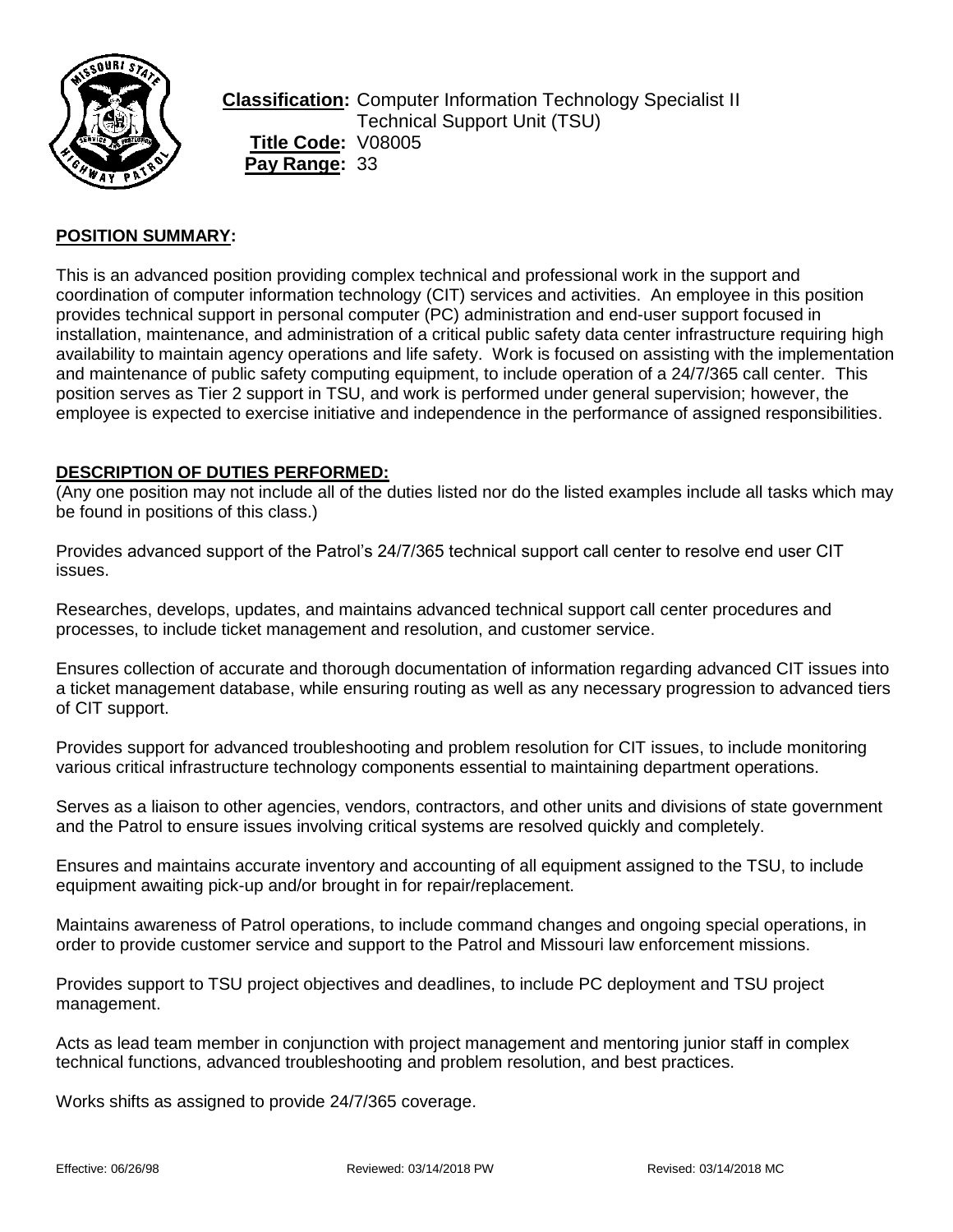**Classification:** Computer Information Technology Specialist II
Technical Support Unit (TSU)
**Title Code:** V08005
**Pay Range:** 33

## POSITION SUMMARY:

This is an advanced position providing complex technical and professional work in the support and coordination of computer information technology (CIT) services and activities. An employee in this position provides technical support in personal computer (PC) administration and end-user support focused in installation, maintenance, and administration of a critical public safety data center infrastructure requiring high availability to maintain agency operations and life safety. Work is focused on assisting with the implementation and maintenance of public safety computing equipment, to include operation of a 24/7/365 call center. This position serves as Tier 2 support in TSU, and work is performed under general supervision; however, the employee is expected to exercise initiative and independence in the performance of assigned responsibilities.

## DESCRIPTION OF DUTIES PERFORMED:

(Any one position may not include all of the duties listed nor do the listed examples include all tasks which may be found in positions of this class.)

Provides advanced support of the Patrol's 24/7/365 technical support call center to resolve end user CIT issues.

Researches, develops, updates, and maintains advanced technical support call center procedures and processes, to include ticket management and resolution, and customer service.

Ensures collection of accurate and thorough documentation of information regarding advanced CIT issues into a ticket management database, while ensuring routing as well as any necessary progression to advanced tiers of CIT support.

Provides support for advanced troubleshooting and problem resolution for CIT issues, to include monitoring various critical infrastructure technology components essential to maintaining department operations.

Serves as a liaison to other agencies, vendors, contractors, and other units and divisions of state government and the Patrol to ensure issues involving critical systems are resolved quickly and completely.

Ensures and maintains accurate inventory and accounting of all equipment assigned to the TSU, to include equipment awaiting pick-up and/or brought in for repair/replacement.

Maintains awareness of Patrol operations, to include command changes and ongoing special operations, in order to provide customer service and support to the Patrol and Missouri law enforcement missions.

Provides support to TSU project objectives and deadlines, to include PC deployment and TSU project management.

Acts as lead team member in conjunction with project management and mentoring junior staff in complex technical functions, advanced troubleshooting and problem resolution, and best practices.

Works shifts as assigned to provide 24/7/365 coverage.

Effective: 06/26/98 Reviewed: 03/14/2018 PW Revised: 03/14/2018 MC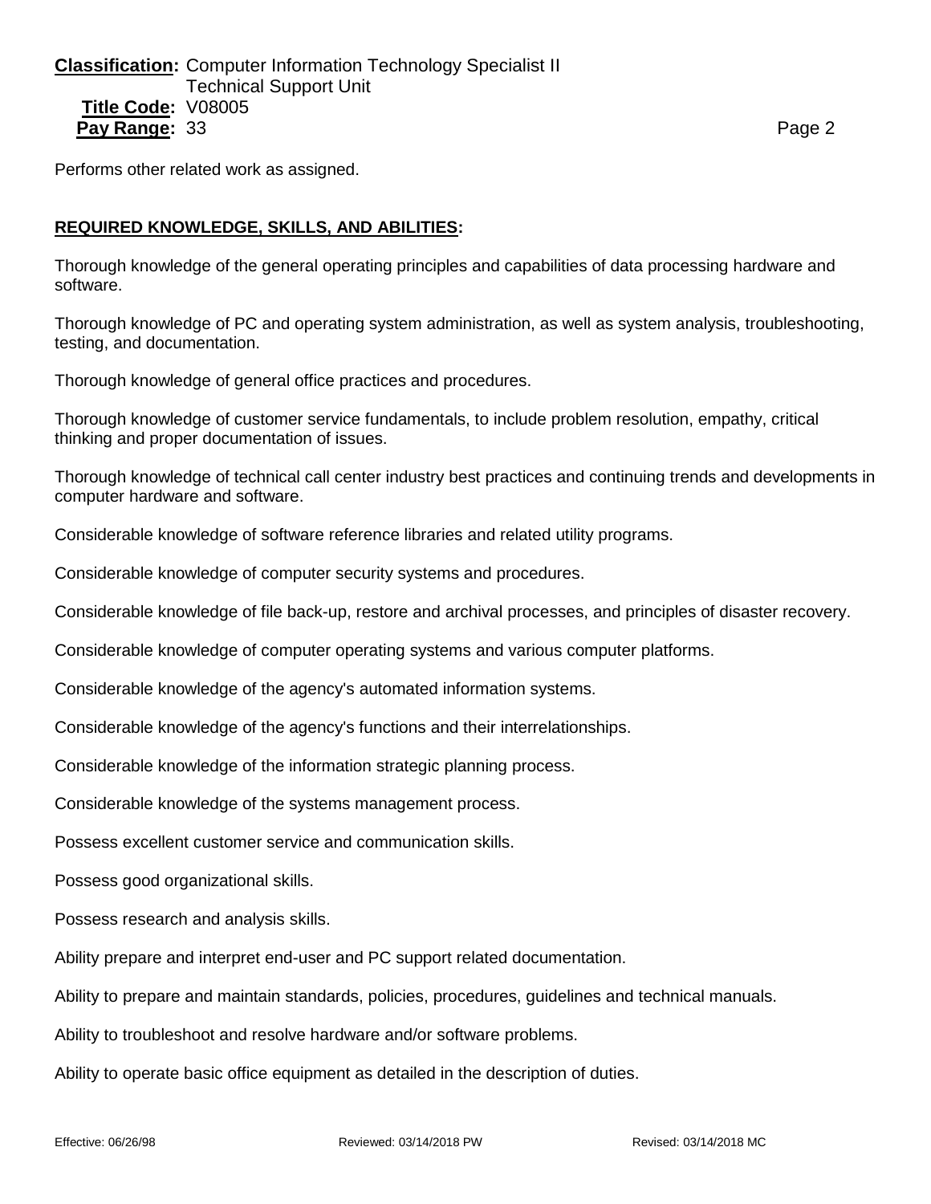Performs other related work as assigned.

**REQUIRED KNOWLEDGE, SKILLS, AND ABILITIES:**

Thorough knowledge of the general operating principles and capabilities of data processing hardware and software.

Thorough knowledge of PC and operating system administration, as well as system analysis, troubleshooting, testing, and documentation.

Thorough knowledge of general office practices and procedures.

Thorough knowledge of customer service fundamentals, to include problem resolution, empathy, critical thinking and proper documentation of issues.

Thorough knowledge of technical call center industry best practices and continuing trends and developments in computer hardware and software.

Considerable knowledge of software reference libraries and related utility programs.

Considerable knowledge of computer security systems and procedures.

Considerable knowledge of file back-up, restore and archival processes, and principles of disaster recovery.

Considerable knowledge of computer operating systems and various computer platforms.

Considerable knowledge of the agency's automated information systems.

Considerable knowledge of the agency's functions and their interrelationships.

Considerable knowledge of the information strategic planning process.

Considerable knowledge of the systems management process.

Possess excellent customer service and communication skills.

Possess good organizational skills.

Possess research and analysis skills.

Ability prepare and interpret end-user and PC support related documentation.

Ability to prepare and maintain standards, policies, procedures, guidelines and technical manuals.

Ability to troubleshoot and resolve hardware and/or software problems.

Ability to operate basic office equipment as detailed in the description of duties.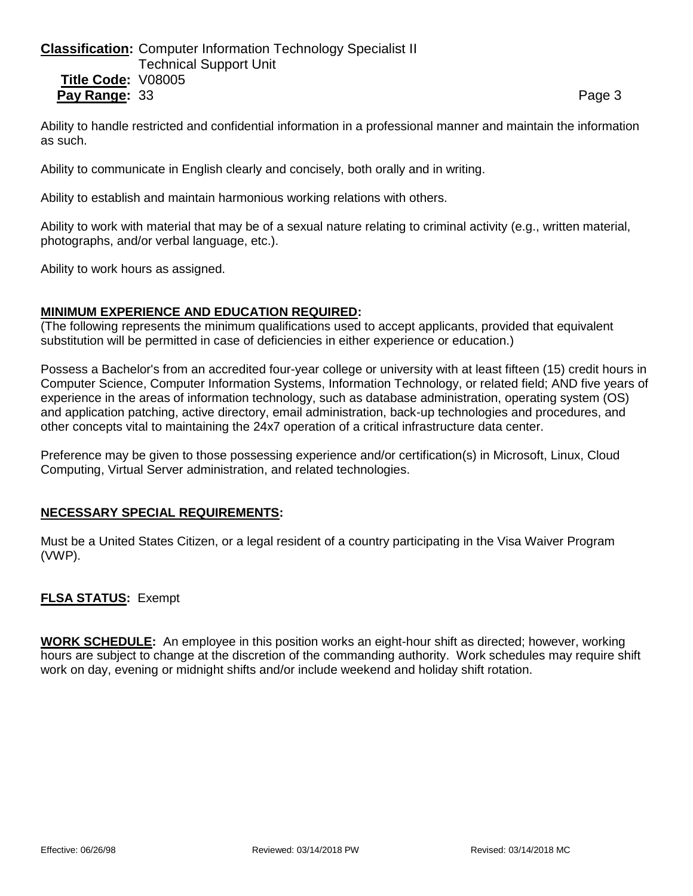**Classification:** Computer Information Technology Specialist II
Technical Support Unit
**Title Code:** V08005
**Pay Range:** 33

Ability to handle restricted and confidential information in a professional manner and maintain the information as such.

Ability to communicate in English clearly and concisely, both orally and in writing.

Ability to establish and maintain harmonious working relations with others.

Ability to work with material that may be of a sexual nature relating to criminal activity (e.g., written material, photographs, and/or verbal language, etc.).

Ability to work hours as assigned.

## MINIMUM EXPERIENCE AND EDUCATION REQUIRED:

(The following represents the minimum qualifications used to accept applicants, provided that equivalent substitution will be permitted in case of deficiencies in either experience or education.)

Possess a Bachelor's from an accredited four-year college or university with at least fifteen (15) credit hours in Computer Science, Computer Information Systems, Information Technology, or related field; AND five years of experience in the areas of information technology, such as database administration, operating system (OS) and application patching, active directory, email administration, back-up technologies and procedures, and other concepts vital to maintaining the 24x7 operation of a critical infrastructure data center.

Preference may be given to those possessing experience and/or certification(s) in Microsoft, Linux, Cloud Computing, Virtual Server administration, and related technologies.

## NECESSARY SPECIAL REQUIREMENTS:

Must be a United States Citizen, or a legal resident of a country participating in the Visa Waiver Program (VWP).

**FLSA STATUS:** Exempt

**WORK SCHEDULE:** An employee in this position works an eight-hour shift as directed; however, working hours are subject to change at the discretion of the commanding authority. Work schedules may require shift work on day, evening or midnight shifts and/or include weekend and holiday shift rotation.

Effective: 06/26/98 Reviewed: 03/14/2018 PW Revised: 03/14/2018 MC